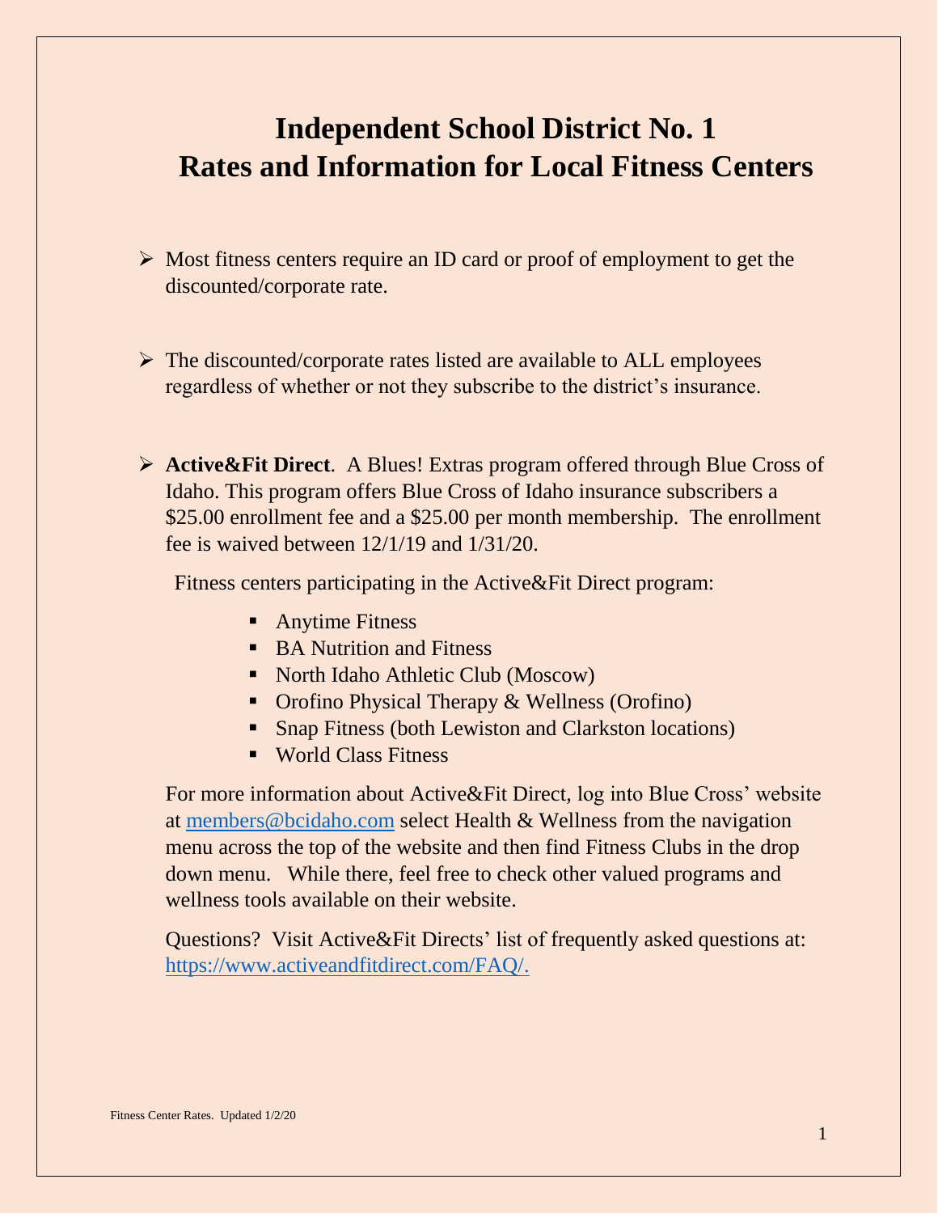# Independent School District No. 1
# Rates and Information for Local Fitness Centers

- Most fitness centers require an ID card or proof of employment to get the discounted/corporate rate.

- The discounted/corporate rates listed are available to ALL employees regardless of whether or not they subscribe to the district's insurance.

- **Active&Fit Direct**. A Blues! Extras program offered through Blue Cross of Idaho. This program offers Blue Cross of Idaho insurance subscribers a $25.00 enrollment fee and a $25.00 per month membership. The enrollment fee is waived between 12/1/19 and 1/31/20.

  Fitness centers participating in the Active&Fit Direct program:

  - Anytime Fitness
  - BA Nutrition and Fitness
  - North Idaho Athletic Club (Moscow)
  - Orofino Physical Therapy & Wellness (Orofino)
  - Snap Fitness (both Lewiston and Clarkston locations)
  - World Class Fitness

  For more information about Active&Fit Direct, log into Blue Cross' website at [members@bcidaho.com](mailto:members@bcidaho.com) select Health & Wellness from the navigation menu across the top of the website and then find Fitness Clubs in the drop down menu. While there, feel free to check other valued programs and wellness tools available on their website.

  Questions? Visit Active&Fit Directs' list of frequently asked questions at: [https://www.activeandfitdirect.com/FAQ/.](https://www.activeandfitdirect.com/FAQ/)

Fitness Center Rates. Updated 1/2/20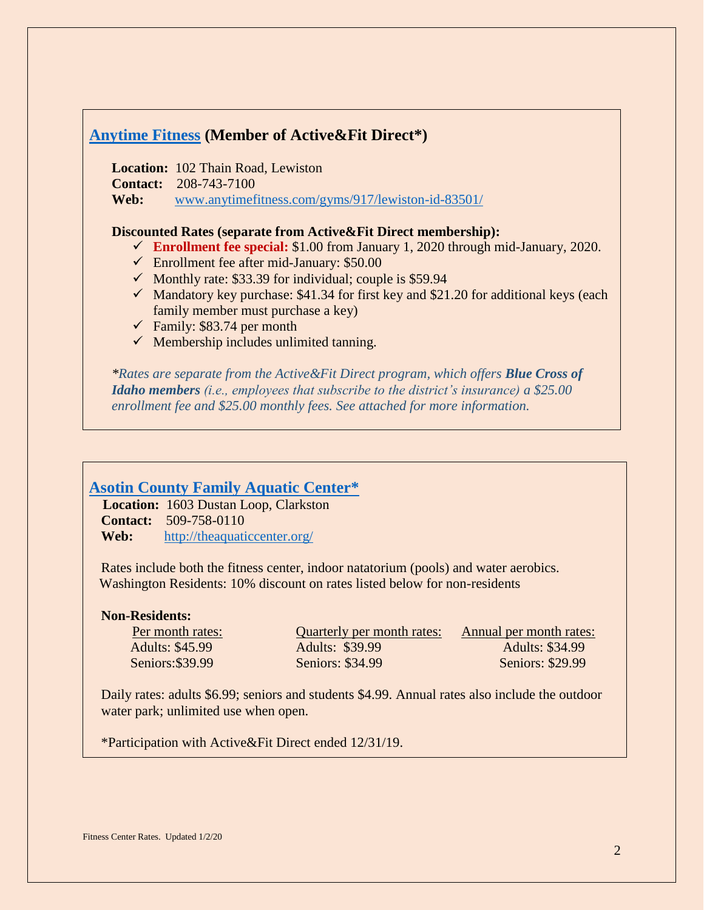## [Anytime Fitness](www.anytimefitness.com/gyms/917/lewiston-id-83501/) (Member of Active&Fit Direct*)

**Location:** 102 Thain Road, Lewiston
**Contact:** 208-743-7100
**Web:** www.anytimefitness.com/gyms/917/lewiston-id-83501/

**Discounted Rates (separate from Active&Fit Direct membership):**

- ✓ **Enrollment fee special:** $1.00 from January 1, 2020 through mid-January, 2020.
- ✓ Enrollment fee after mid-January: $50.00
- ✓ Monthly rate: $33.39 for individual; couple is $59.94
- ✓ Mandatory key purchase: $41.34 for first key and $21.20 for additional keys (each family member must purchase a key)
- ✓ Family: $83.74 per month
- ✓ Membership includes unlimited tanning.

*\*Rates are separate from the Active&Fit Direct program, which offers **Blue Cross of Idaho members** (i.e., employees that subscribe to the district's insurance) a $25.00 enrollment fee and $25.00 monthly fees. See attached for more information.*

## [Asotin County Family Aquatic Center*](http://theaquaticcenter.org/)

**Location:** 1603 Dustan Loop, Clarkston
**Contact:** 509-758-0110
**Web:** http://theaquaticcenter.org/

Rates include both the fitness center, indoor natatorium (pools) and water aerobics.
Washington Residents: 10% discount on rates listed below for non-residents

**Non-Residents:**

| Per month rates: | Quarterly per month rates: | Annual per month rates: |
|---|---|---|
| Adults: $45.99 | Adults: $39.99 | Adults: $34.99 |
| Seniors:$39.99 | Seniors: $34.99 | Seniors: $29.99 |

Daily rates: adults $6.99; seniors and students $4.99. Annual rates also include the outdoor water park; unlimited use when open.

*Participation with Active&Fit Direct ended 12/31/19.

Fitness Center Rates. Updated 1/2/20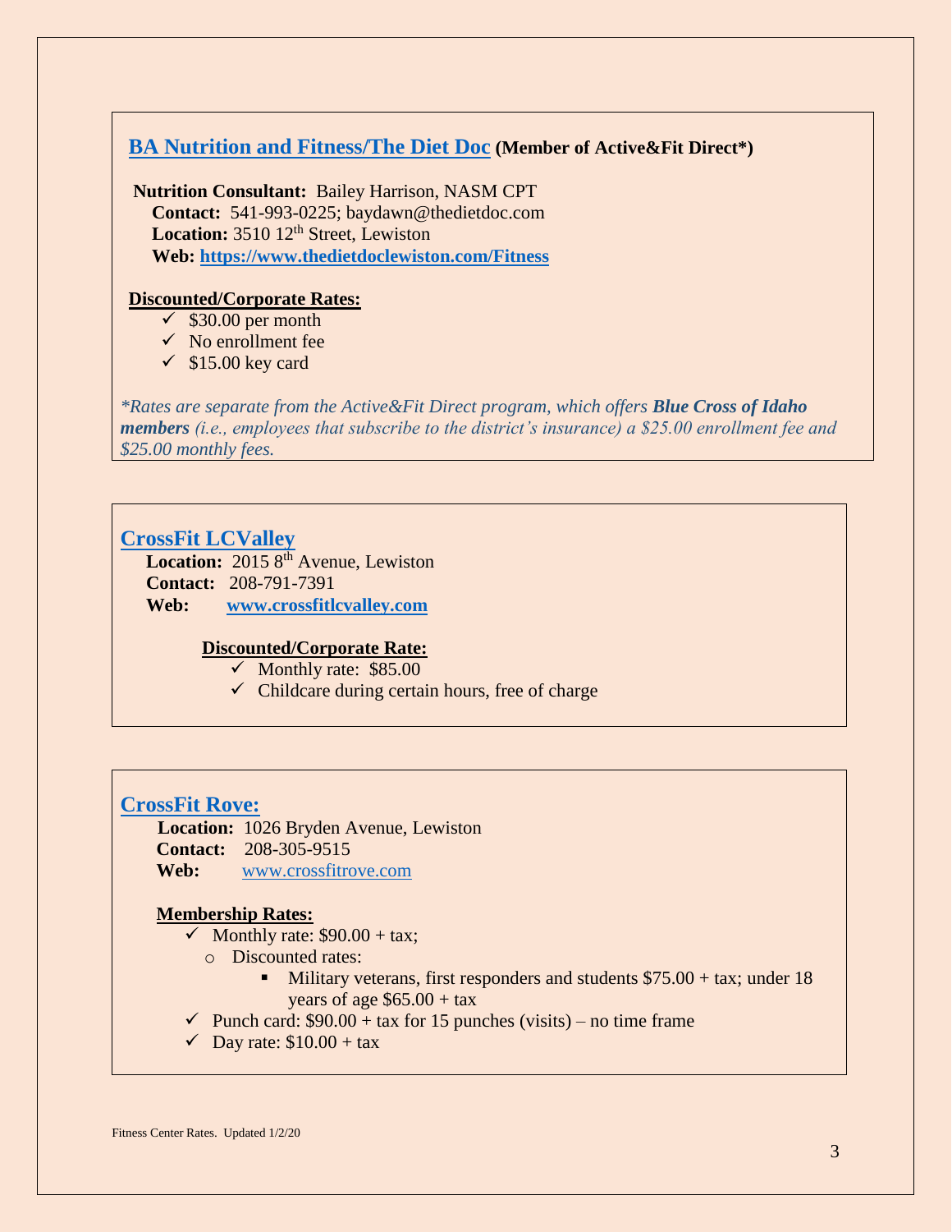## BA Nutrition and Fitness/The Diet Doc (Member of Active&Fit Direct*)

**Nutrition Consultant:** Bailey Harrison, NASM CPT
**Contact:** 541-993-0225; baydawn@thedietdoc.com
**Location:** 3510 12th Street, Lewiston
**Web:** **https://www.thedietdoclewiston.com/Fitness**

**Discounted/Corporate Rates:**

- ✓ $30.00 per month
- ✓ No enrollment fee
- ✓ $15.00 key card

**Rates are separate from the Active&Fit Direct program, which offers **Blue Cross of Idaho members** (i.e., employees that subscribe to the district's insurance) a $25.00 enrollment fee and $25.00 monthly fees.*

## CrossFit LCValley

**Location:** 2015 8th Avenue, Lewiston
**Contact:** 208-791-7391
**Web:** **www.crossfitlcvalley.com**

**Discounted/Corporate Rate:**

- ✓ Monthly rate: $85.00
- ✓ Childcare during certain hours, free of charge

## CrossFit Rove:

**Location:** 1026 Bryden Avenue, Lewiston
**Contact:** 208-305-9515
**Web:** www.crossfitrove.com

**Membership Rates:**

- ✓ Monthly rate: $90.00 + tax;
  - Discounted rates:
    - Military veterans, first responders and students $75.00 + tax; under 18 years of age $65.00 + tax
- ✓ Punch card: $90.00 + tax for 15 punches (visits) – no time frame
- ✓ Day rate: $10.00 + tax

Fitness Center Rates. Updated 1/2/20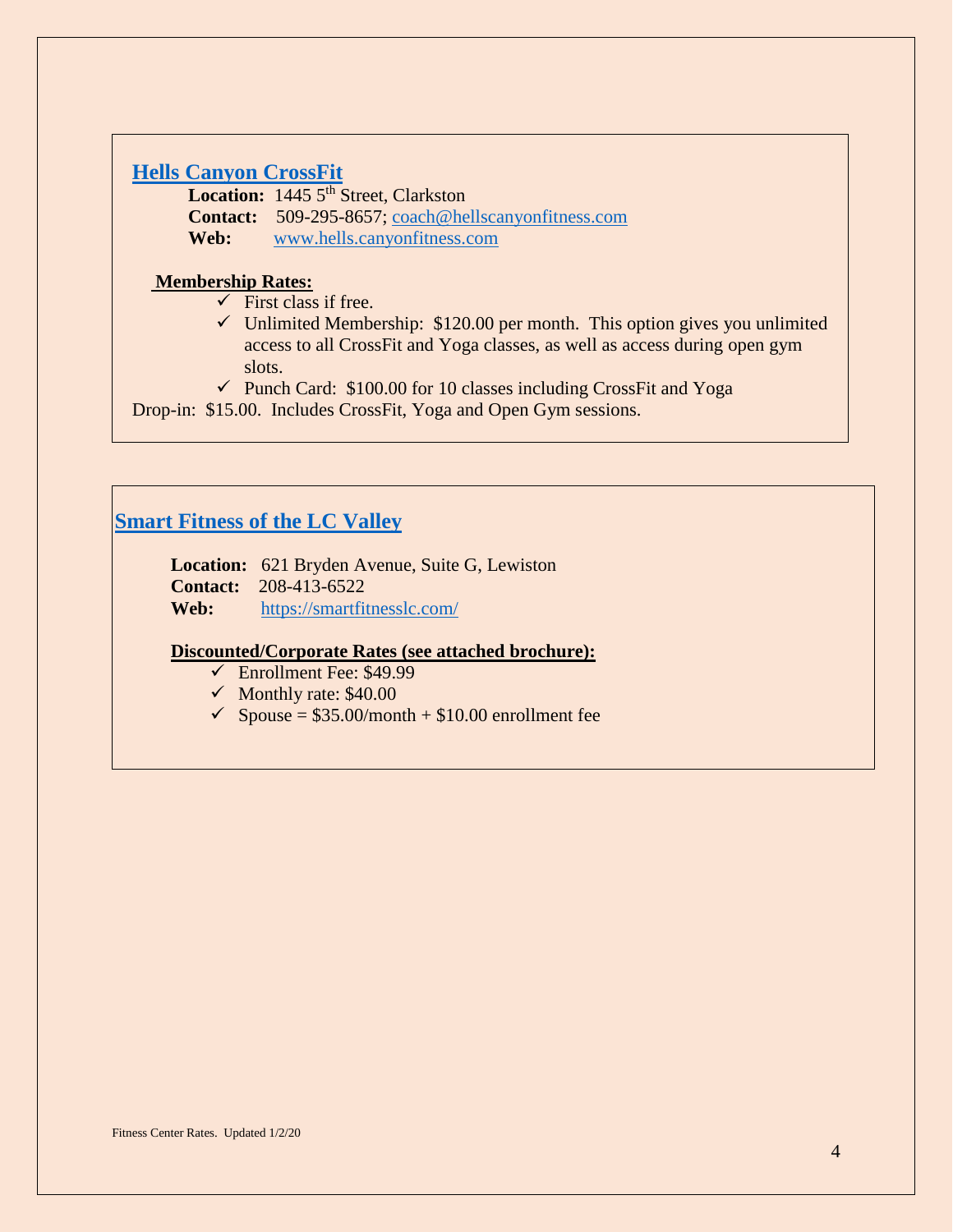## Hells Canyon CrossFit

**Location:** 1445 5th Street, Clarkston
**Contact:** 509-295-8657; coach@hellscanyonfitness.com
**Web:** www.hells.canyonfitness.com

**Membership Rates:**

- First class if free.
- Unlimited Membership: $120.00 per month. This option gives you unlimited access to all CrossFit and Yoga classes, as well as access during open gym slots.
- Punch Card: $100.00 for 10 classes including CrossFit and Yoga

Drop-in: $15.00. Includes CrossFit, Yoga and Open Gym sessions.

## Smart Fitness of the LC Valley

**Location:** 621 Bryden Avenue, Suite G, Lewiston
**Contact:** 208-413-6522
**Web:** https://smartfitnesslc.com/

**Discounted/Corporate Rates (see attached brochure):**

- Enrollment Fee: $49.99
- Monthly rate: $40.00
- Spouse = $35.00/month + $10.00 enrollment fee

Fitness Center Rates. Updated 1/2/20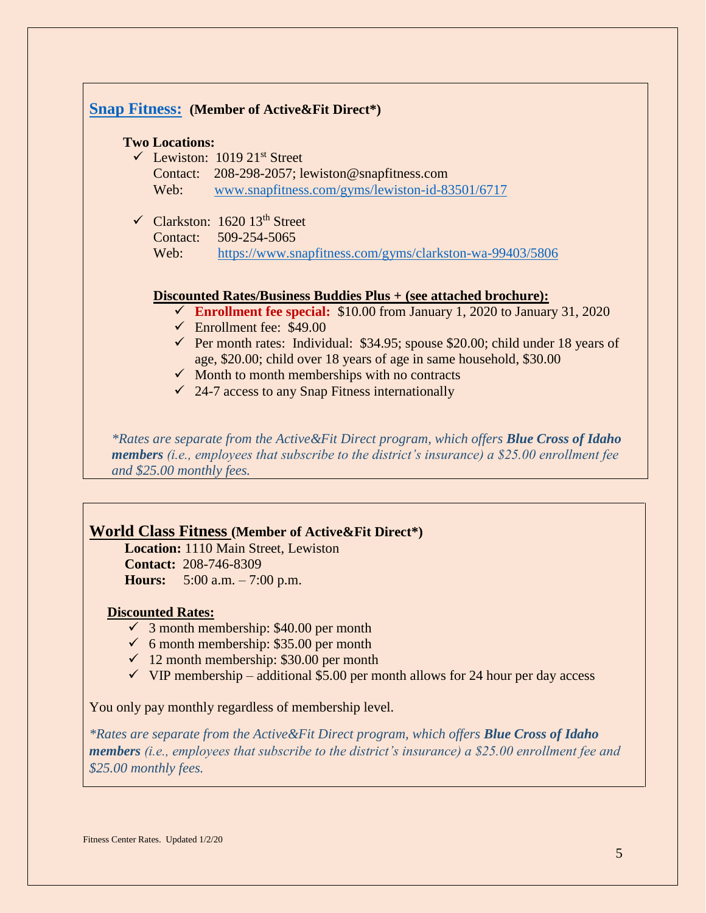## Snap Fitness: (Member of Active&Fit Direct*)

**Two Locations:**

- ✓ Lewiston: 1019 21st Street
  Contact: 208-298-2057; lewiston@snapfitness.com
  Web: www.snapfitness.com/gyms/lewiston-id-83501/6717

- ✓ Clarkston: 1620 13th Street
  Contact: 509-254-5065
  Web: https://www.snapfitness.com/gyms/clarkston-wa-99403/5806

**Discounted Rates/Business Buddies Plus + (see attached brochure):**

- ✓ **Enrollment fee special:** $10.00 from January 1, 2020 to January 31, 2020
- ✓ Enrollment fee: $49.00
- ✓ Per month rates: Individual: $34.95; spouse $20.00; child under 18 years of age, $20.00; child over 18 years of age in same household, $30.00
- ✓ Month to month memberships with no contracts
- ✓ 24-7 access to any Snap Fitness internationally

*\*Rates are separate from the Active&Fit Direct program, which offers **Blue Cross of Idaho members** (i.e., employees that subscribe to the district's insurance) a $25.00 enrollment fee and $25.00 monthly fees.*

## World Class Fitness (Member of Active&Fit Direct*)

**Location:** 1110 Main Street, Lewiston
**Contact:** 208-746-8309
**Hours:** 5:00 a.m. – 7:00 p.m.

**Discounted Rates:**

- ✓ 3 month membership: $40.00 per month
- ✓ 6 month membership: $35.00 per month
- ✓ 12 month membership: $30.00 per month
- ✓ VIP membership – additional $5.00 per month allows for 24 hour per day access

You only pay monthly regardless of membership level.

*\*Rates are separate from the Active&Fit Direct program, which offers **Blue Cross of Idaho members** (i.e., employees that subscribe to the district's insurance) a $25.00 enrollment fee and $25.00 monthly fees.*

Fitness Center Rates. Updated 1/2/20